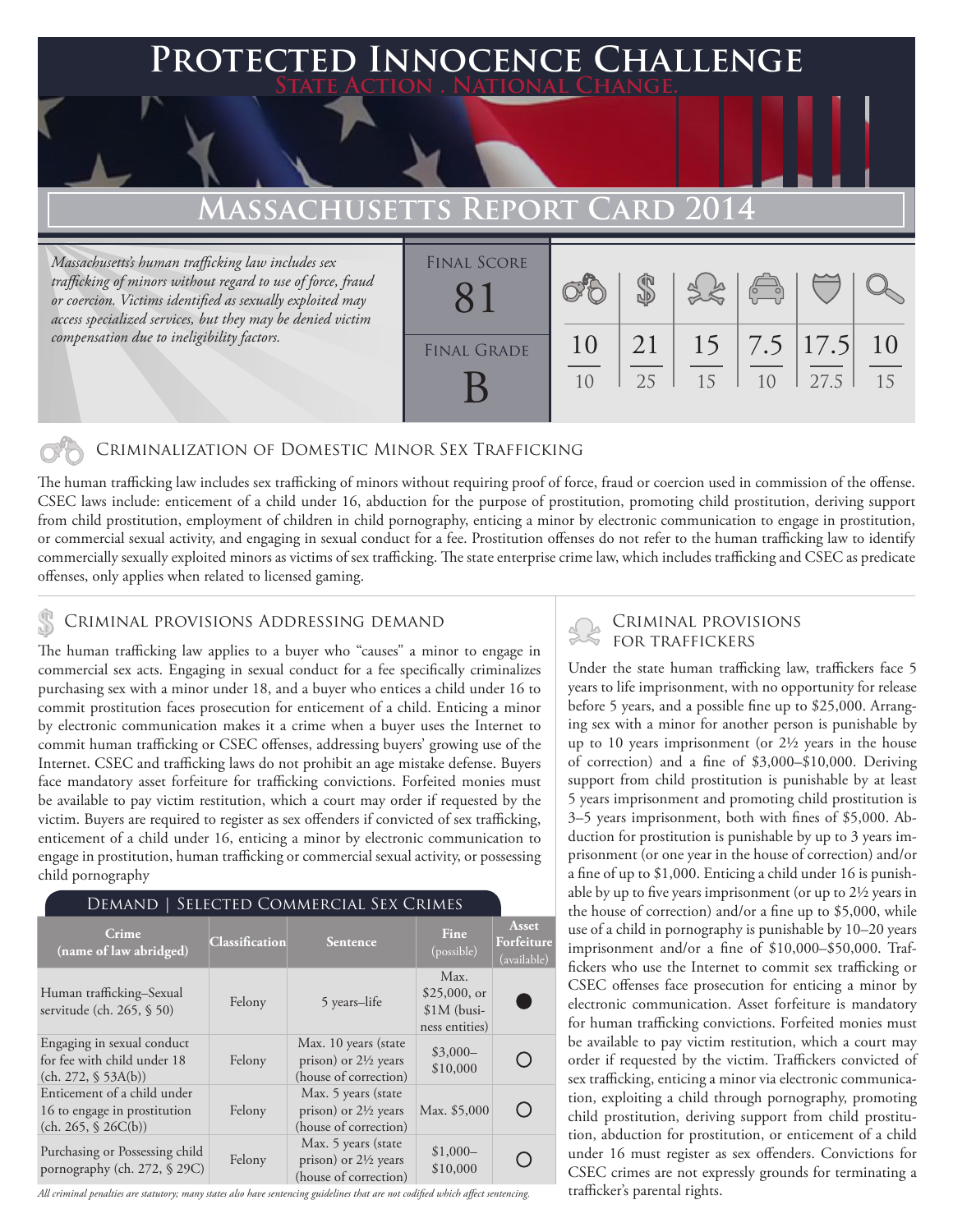# Protected Innocence Challenge

State Action . National Change.

## Massachusetts Report Card 2014

*Massachusetts's human trafficking law includes sex trafficking of minors without regard to use of force, fraud or coercion. Victims identified as sexually exploited may access specialized services, but they may be denied victim compensation due to ineligibility factors.*

| Final Score | Criminalization | Demand | Traffickers | Facilitators | Protective Provisions | Investigation |
|---|---|---|---|---|---|---|
| 81 | 10/10 | 21/25 | 15/15 | 7.5/10 | 17.5/27.5 | 10/15 |

Final Grade: B

### Criminalization of Domestic Minor Sex Trafficking

The human trafficking law includes sex trafficking of minors without requiring proof of force, fraud or coercion used in commission of the offense. CSEC laws include: enticement of a child under 16, abduction for the purpose of prostitution, promoting child prostitution, deriving support from child prostitution, employment of children in child pornography, enticing a minor by electronic communication to engage in prostitution, or commercial sexual activity, and engaging in sexual conduct for a fee. Prostitution offenses do not refer to the human trafficking law to identify commercially sexually exploited minors as victims of sex trafficking. The state enterprise crime law, which includes trafficking and CSEC as predicate offenses, only applies when related to licensed gaming.

### Criminal provisions Addressing demand

The human trafficking law applies to a buyer who "causes" a minor to engage in commercial sex acts. Engaging in sexual conduct for a fee specifically criminalizes purchasing sex with a minor under 18, and a buyer who entices a child under 16 to commit prostitution faces prosecution for enticement of a child. Enticing a minor by electronic communication makes it a crime when a buyer uses the Internet to commit human trafficking or CSEC offenses, addressing buyers' growing use of the Internet. CSEC and trafficking laws do not prohibit an age mistake defense. Buyers face mandatory asset forfeiture for trafficking convictions. Forfeited monies must be available to pay victim restitution, which a court may order if requested by the victim. Buyers are required to register as sex offenders if convicted of sex trafficking, enticement of a child under 16, enticing a minor by electronic communication to engage in prostitution, human trafficking or commercial sexual activity, or possessing child pornography

**Demand | Selected Commercial Sex Crimes**

| Crime (name of law abridged) | Classification | Sentence | Fine (possible) | Asset Forfeiture (available) |
|---|---|---|---|---|
| Human trafficking–Sexual servitude (ch. 265, § 50) | Felony | 5 years–life | Max. $25,000, or $1M (business entities) | ● |
| Engaging in sexual conduct for fee with child under 18 (ch. 272, § 53A(b)) | Felony | Max. 10 years (state prison) or 2½ years (house of correction) | $3,000–$10,000 | ○ |
| Enticement of a child under 16 to engage in prostitution (ch. 265, § 26C(b)) | Felony | Max. 5 years (state prison) or 2½ years (house of correction) | Max. $5,000 | ○ |
| Purchasing or Possessing child pornography (ch. 272, § 29C) | Felony | Max. 5 years (state prison) or 2½ years (house of correction) | $1,000–$10,000 | ○ |

*All criminal penalties are statutory; many states also have sentencing guidelines that are not codified which affect sentencing.*

### Criminal provisions for traffickers

Under the state human trafficking law, traffickers face 5 years to life imprisonment, with no opportunity for release before 5 years, and a possible fine up to $25,000. Arranging sex with a minor for another person is punishable by up to 10 years imprisonment (or 2½ years in the house of correction) and a fine of $3,000–$10,000. Deriving support from child prostitution is punishable by at least 5 years imprisonment and promoting child prostitution is 3–5 years imprisonment, both with fines of $5,000. Abduction for prostitution is punishable by up to 3 years imprisonment (or one year in the house of correction) and/or a fine of up to $1,000. Enticing a child under 16 is punishable by up to five years imprisonment (or up to 2½ years in the house of correction) and/or a fine up to $5,000, while use of a child in pornography is punishable by 10–20 years imprisonment and/or a fine of $10,000–$50,000. Traffickers who use the Internet to commit sex trafficking or CSEC offenses face prosecution for enticing a minor by electronic communication. Asset forfeiture is mandatory for human trafficking convictions. Forfeited monies must be available to pay victim restitution, which a court may order if requested by the victim. Traffickers convicted of sex trafficking, enticing a minor via electronic communication, exploiting a child through pornography, promoting child prostitution, deriving support from child prostitution, abduction for prostitution, or enticement of a child under 16 must register as sex offenders. Convictions for CSEC crimes are not expressly grounds for terminating a trafficker's parental rights.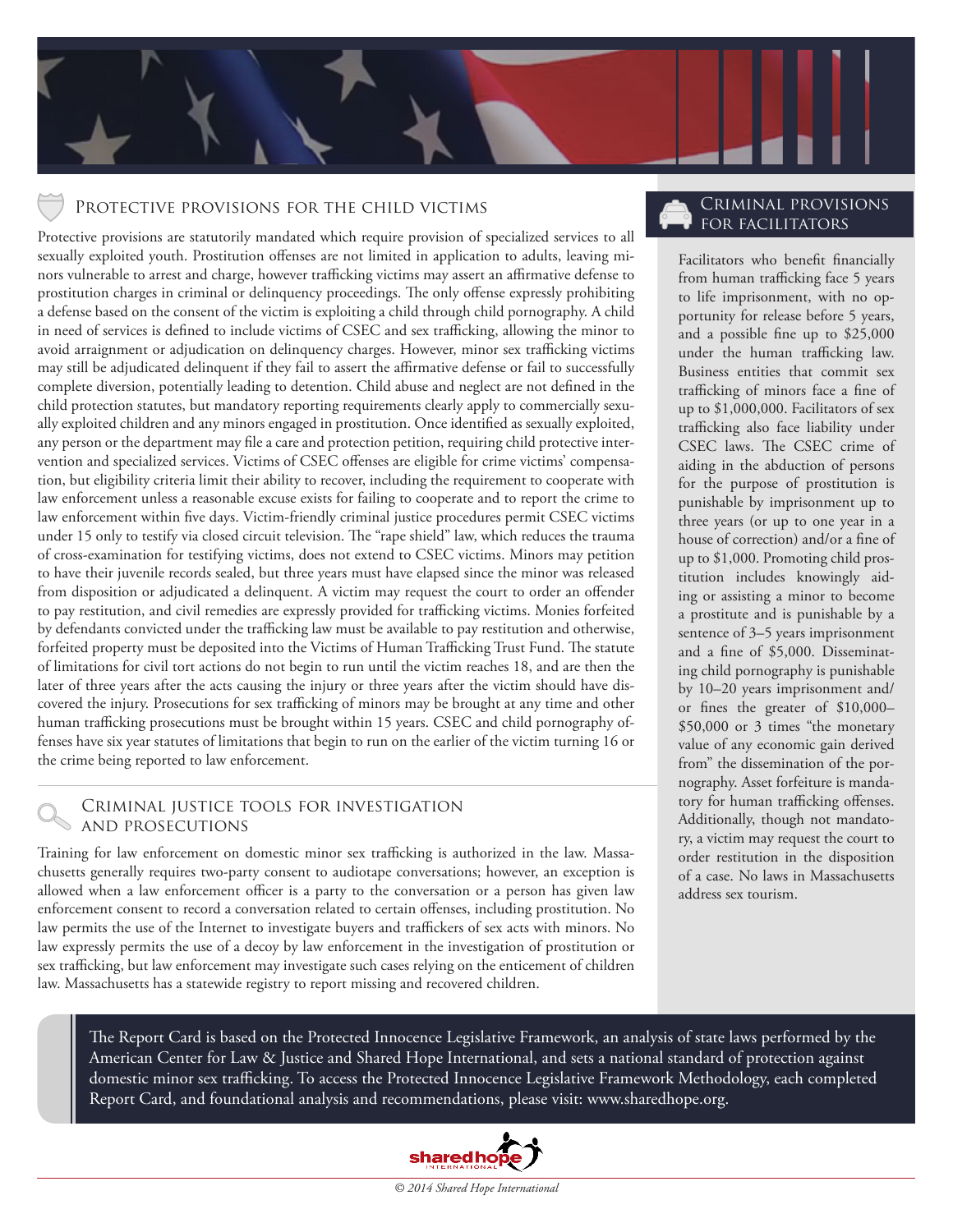## Protective provisions for the child victims

Protective provisions are statutorily mandated which require provision of specialized services to all sexually exploited youth. Prostitution offenses are not limited in application to adults, leaving minors vulnerable to arrest and charge, however trafficking victims may assert an affirmative defense to prostitution charges in criminal or delinquency proceedings. The only offense expressly prohibiting a defense based on the consent of the victim is exploiting a child through child pornography. A child in need of services is defined to include victims of CSEC and sex trafficking, allowing the minor to avoid arraignment or adjudication on delinquency charges. However, minor sex trafficking victims may still be adjudicated delinquent if they fail to assert the affirmative defense or fail to successfully complete diversion, potentially leading to detention. Child abuse and neglect are not defined in the child protection statutes, but mandatory reporting requirements clearly apply to commercially sexually exploited children and any minors engaged in prostitution. Once identified as sexually exploited, any person or the department may file a care and protection petition, requiring child protective intervention and specialized services. Victims of CSEC offenses are eligible for crime victims' compensation, but eligibility criteria limit their ability to recover, including the requirement to cooperate with law enforcement unless a reasonable excuse exists for failing to cooperate and to report the crime to law enforcement within five days. Victim-friendly criminal justice procedures permit CSEC victims under 15 only to testify via closed circuit television. The "rape shield" law, which reduces the trauma of cross-examination for testifying victims, does not extend to CSEC victims. Minors may petition to have their juvenile records sealed, but three years must have elapsed since the minor was released from disposition or adjudicated a delinquent. A victim may request the court to order an offender to pay restitution, and civil remedies are expressly provided for trafficking victims. Monies forfeited by defendants convicted under the trafficking law must be available to pay restitution and otherwise, forfeited property must be deposited into the Victims of Human Trafficking Trust Fund. The statute of limitations for civil tort actions do not begin to run until the victim reaches 18, and are then the later of three years after the acts causing the injury or three years after the victim should have discovered the injury. Prosecutions for sex trafficking of minors may be brought at any time and other human trafficking prosecutions must be brought within 15 years. CSEC and child pornography offenses have six year statutes of limitations that begin to run on the earlier of the victim turning 16 or the crime being reported to law enforcement.

## Criminal justice tools for investigation and prosecutions

Training for law enforcement on domestic minor sex trafficking is authorized in the law. Massachusetts generally requires two-party consent to audiotape conversations; however, an exception is allowed when a law enforcement officer is a party to the conversation or a person has given law enforcement consent to record a conversation related to certain offenses, including prostitution. No law permits the use of the Internet to investigate buyers and traffickers of sex acts with minors. No law expressly permits the use of a decoy by law enforcement in the investigation of prostitution or sex trafficking, but law enforcement may investigate such cases relying on the enticement of children law. Massachusetts has a statewide registry to report missing and recovered children.

## Criminal provisions for facilitators

Facilitators who benefit financially from human trafficking face 5 years to life imprisonment, with no opportunity for release before 5 years, and a possible fine up to $25,000 under the human trafficking law. Business entities that commit sex trafficking of minors face a fine of up to $1,000,000. Facilitators of sex trafficking also face liability under CSEC laws. The CSEC crime of aiding in the abduction of persons for the purpose of prostitution is punishable by imprisonment up to three years (or up to one year in a house of correction) and/or a fine of up to $1,000. Promoting child prostitution includes knowingly aiding or assisting a minor to become a prostitute and is punishable by a sentence of 3–5 years imprisonment and a fine of $5,000. Disseminating child pornography is punishable by 10–20 years imprisonment and/or fines the greater of $10,000–$50,000 or 3 times "the monetary value of any economic gain derived from" the dissemination of the pornography. Asset forfeiture is mandatory for human trafficking offenses. Additionally, though not mandatory, a victim may request the court to order restitution in the disposition of a case. No laws in Massachusetts address sex tourism.

The Report Card is based on the Protected Innocence Legislative Framework, an analysis of state laws performed by the American Center for Law & Justice and Shared Hope International, and sets a national standard of protection against domestic minor sex trafficking. To access the Protected Innocence Legislative Framework Methodology, each completed Report Card, and foundational analysis and recommendations, please visit: www.sharedhope.org.

*© 2014 Shared Hope International*